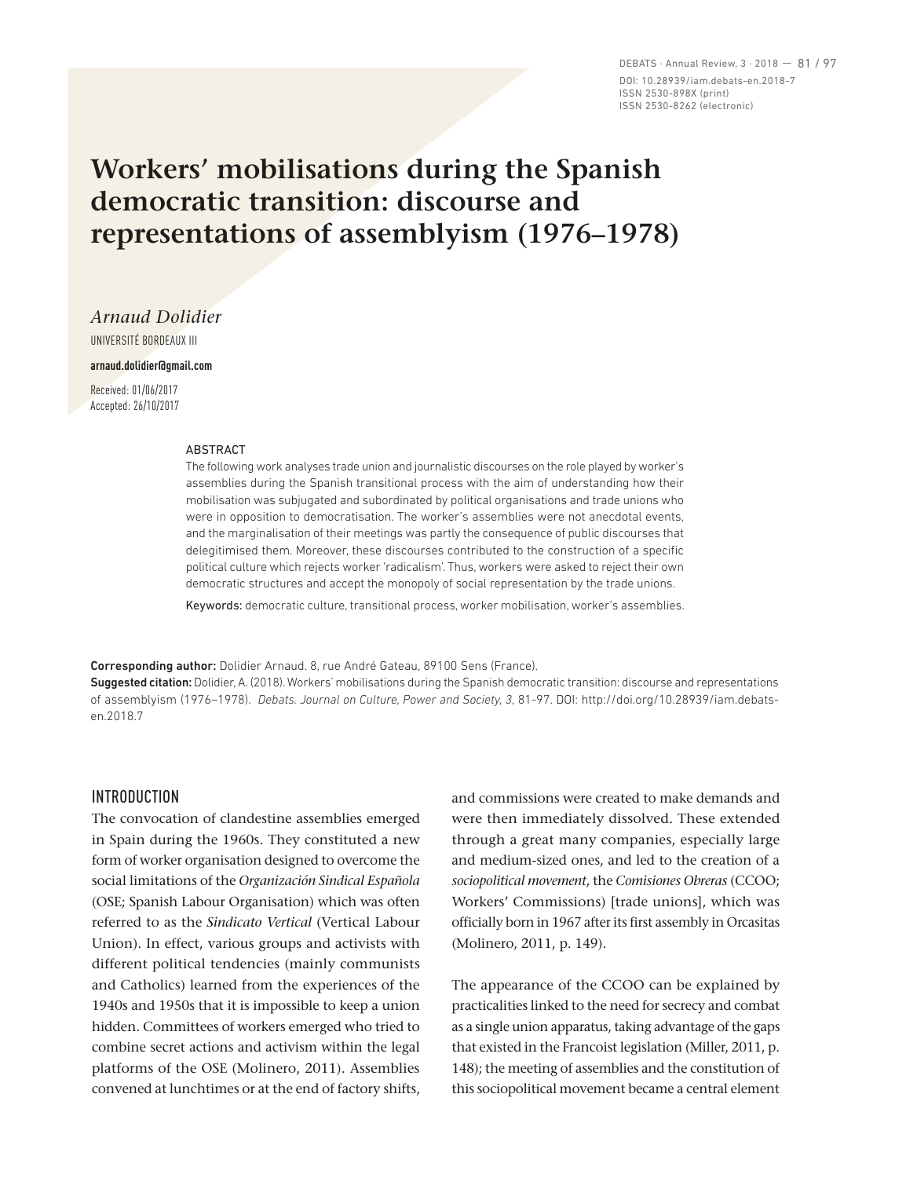# Workers' mobilisations during the Spanish democratic transition: discourse and representations of assemblyism (1976–1978)

*Arnaud Dolidier*

UNIVERSITÉ BORDEAUX III

**arnaud.dolidier@gmail.com**

Received: 01/06/2017
Accepted: 26/10/2017

ABSTRACT

The following work analyses trade union and journalistic discourses on the role played by worker's assemblies during the Spanish transitional process with the aim of understanding how their mobilisation was subjugated and subordinated by political organisations and trade unions who were in opposition to democratisation. The worker's assemblies were not anecdotal events, and the marginalisation of their meetings was partly the consequence of public discourses that delegitimised them. Moreover, these discourses contributed to the construction of a specific political culture which rejects worker 'radicalism'. Thus, workers were asked to reject their own democratic structures and accept the monopoly of social representation by the trade unions.

Keywords: democratic culture, transitional process, worker mobilisation, worker's assemblies.

**Corresponding author:** Dolidier Arnaud. 8, rue André Gateau, 89100 Sens (France).
**Suggested citation:** Dolidier, A. (2018). Workers' mobilisations during the Spanish democratic transition: discourse and representations of assemblyism (1976–1978). *Debats. Journal on Culture, Power and Society, 3*, 81-97. DOI: http://doi.org/10.28939/iam.debats-en.2018.7

## INTRODUCTION

The convocation of clandestine assemblies emerged in Spain during the 1960s. They constituted a new form of worker organisation designed to overcome the social limitations of the *Organización Sindical Española* (OSE; Spanish Labour Organisation) which was often referred to as the *Sindicato Vertical* (Vertical Labour Union). In effect, various groups and activists with different political tendencies (mainly communists and Catholics) learned from the experiences of the 1940s and 1950s that it is impossible to keep a union hidden. Committees of workers emerged who tried to combine secret actions and activism within the legal platforms of the OSE (Molinero, 2011). Assemblies convened at lunchtimes or at the end of factory shifts, and commissions were created to make demands and were then immediately dissolved. These extended through a great many companies, especially large and medium-sized ones, and led to the creation of a *sociopolitical movement*, the *Comisiones Obreras* (CCOO; Workers' Commissions) [trade unions], which was officially born in 1967 after its first assembly in Orcasitas (Molinero, 2011, p. 149).

The appearance of the CCOO can be explained by practicalities linked to the need for secrecy and combat as a single union apparatus, taking advantage of the gaps that existed in the Francoist legislation (Miller, 2011, p. 148); the meeting of assemblies and the constitution of this sociopolitical movement became a central element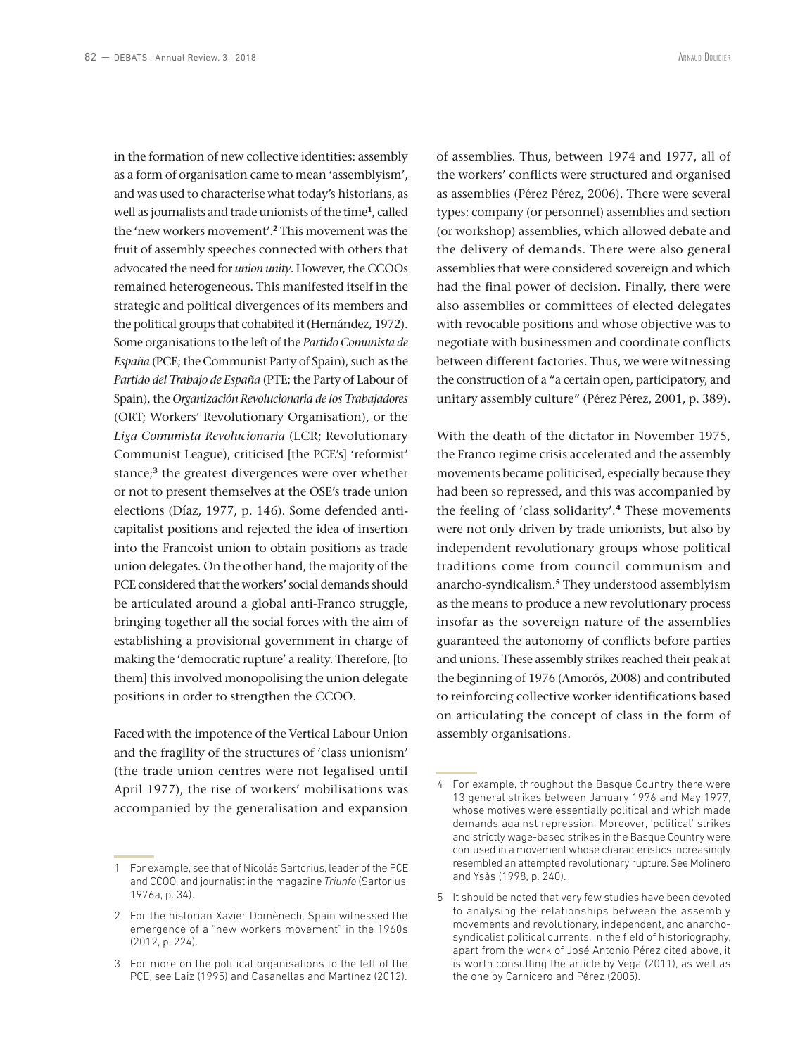in the formation of new collective identities: assembly as a form of organisation came to mean 'assemblyism', and was used to characterise what today's historians, as well as journalists and trade unionists of the time[1], called the 'new workers movement'.[2] This movement was the fruit of assembly speeches connected with others that advocated the need for *union unity*. However, the CCOOs remained heterogeneous. This manifested itself in the strategic and political divergences of its members and the political groups that cohabited it (Hernández, 1972). Some organisations to the left of the *Partido Comunista de España* (PCE; the Communist Party of Spain), such as the *Partido del Trabajo de España* (PTE; the Party of Labour of Spain), the *Organización Revolucionaria de los Trabajadores* (ORT; Workers' Revolutionary Organisation), or the *Liga Comunista Revolucionaria* (LCR; Revolutionary Communist League), criticised [the PCE's] 'reformist' stance;[3] the greatest divergences were over whether or not to present themselves at the OSE's trade union elections (Díaz, 1977, p. 146). Some defended anti-capitalist positions and rejected the idea of insertion into the Francoist union to obtain positions as trade union delegates. On the other hand, the majority of the PCE considered that the workers' social demands should be articulated around a global anti-Franco struggle, bringing together all the social forces with the aim of establishing a provisional government in charge of making the 'democratic rupture' a reality. Therefore, [to them] this involved monopolising the union delegate positions in order to strengthen the CCOO.

Faced with the impotence of the Vertical Labour Union and the fragility of the structures of 'class unionism' (the trade union centres were not legalised until April 1977), the rise of workers' mobilisations was accompanied by the generalisation and expansion of assemblies. Thus, between 1974 and 1977, all of the workers' conflicts were structured and organised as assemblies (Pérez Pérez, 2006). There were several types: company (or personnel) assemblies and section (or workshop) assemblies, which allowed debate and the delivery of demands. There were also general assemblies that were considered sovereign and which had the final power of decision. Finally, there were also assemblies or committees of elected delegates with revocable positions and whose objective was to negotiate with businessmen and coordinate conflicts between different factories. Thus, we were witnessing the construction of a "a certain open, participatory, and unitary assembly culture" (Pérez Pérez, 2001, p. 389).

With the death of the dictator in November 1975, the Franco regime crisis accelerated and the assembly movements became politicised, especially because they had been so repressed, and this was accompanied by the feeling of 'class solidarity'.[4] These movements were not only driven by trade unionists, but also by independent revolutionary groups whose political traditions come from council communism and anarcho-syndicalism.[5] They understood assemblyism as the means to produce a new revolutionary process insofar as the sovereign nature of the assemblies guaranteed the autonomy of conflicts before parties and unions. These assembly strikes reached their peak at the beginning of 1976 (Amorós, 2008) and contributed to reinforcing collective worker identifications based on articulating the concept of class in the form of assembly organisations.

---

1 For example, see that of Nicolás Sartorius, leader of the PCE and CCOO, and journalist in the magazine *Triunfo* (Sartorius, 1976a, p. 34).

2 For the historian Xavier Domènech, Spain witnessed the emergence of a "new workers movement" in the 1960s (2012, p. 224).

3 For more on the political organisations to the left of the PCE, see Laiz (1995) and Casanellas and Martínez (2012).

4 For example, throughout the Basque Country there were 13 general strikes between January 1976 and May 1977, whose motives were essentially political and which made demands against repression. Moreover, 'political' strikes and strictly wage-based strikes in the Basque Country were confused in a movement whose characteristics increasingly resembled an attempted revolutionary rupture. See Molinero and Ysàs (1998, p. 240).

5 It should be noted that very few studies have been devoted to analysing the relationships between the assembly movements and revolutionary, independent, and anarcho-syndicalist political currents. In the field of historiography, apart from the work of José Antonio Pérez cited above, it is worth consulting the article by Vega (2011), as well as the one by Carnicero and Pérez (2005).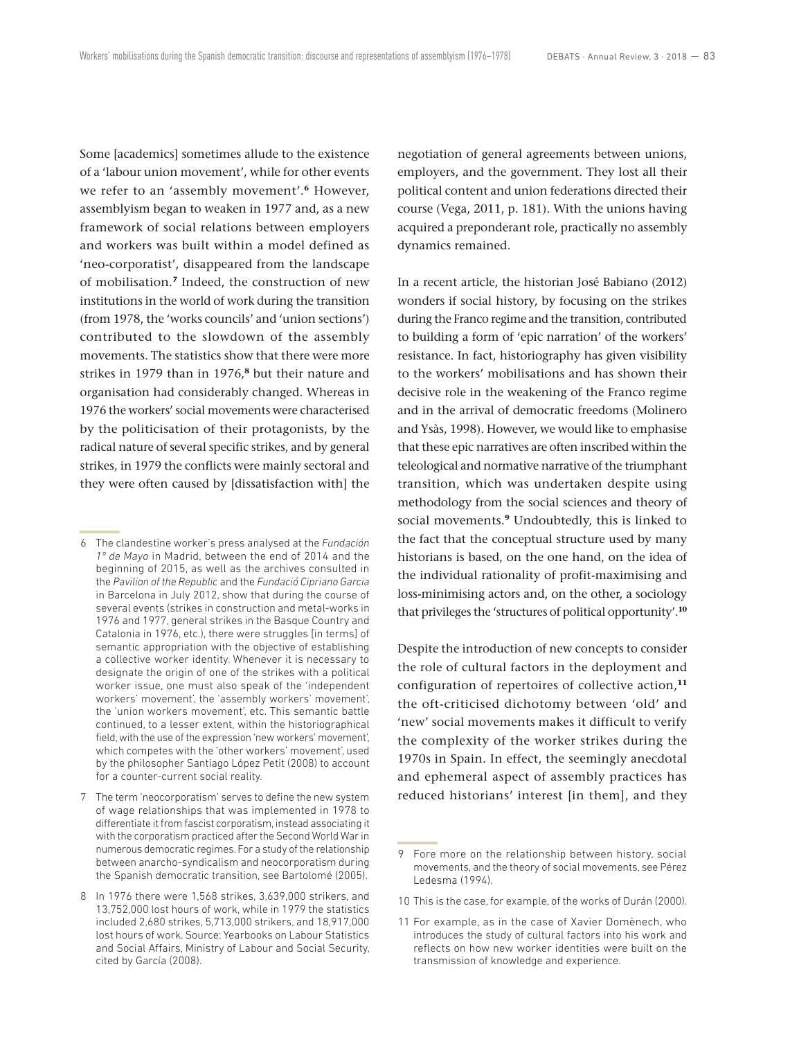Some [academics] sometimes allude to the existence of a 'labour union movement', while for other events we refer to an 'assembly movement'.[6] However, assemblyism began to weaken in 1977 and, as a new framework of social relations between employers and workers was built within a model defined as 'neo-corporatist', disappeared from the landscape of mobilisation.[7] Indeed, the construction of new institutions in the world of work during the transition (from 1978, the 'works councils' and 'union sections') contributed to the slowdown of the assembly movements. The statistics show that there were more strikes in 1979 than in 1976,[8] but their nature and organisation had considerably changed. Whereas in 1976 the workers' social movements were characterised by the politicisation of their protagonists, by the radical nature of several specific strikes, and by general strikes, in 1979 the conflicts were mainly sectoral and they were often caused by [dissatisfaction with] the negotiation of general agreements between unions, employers, and the government. They lost all their political content and union federations directed their course (Vega, 2011, p. 181). With the unions having acquired a preponderant role, practically no assembly dynamics remained.

In a recent article, the historian José Babiano (2012) wonders if social history, by focusing on the strikes during the Franco regime and the transition, contributed to building a form of 'epic narration' of the workers' resistance. In fact, historiography has given visibility to the workers' mobilisations and has shown their decisive role in the weakening of the Franco regime and in the arrival of democratic freedoms (Molinero and Ysàs, 1998). However, we would like to emphasise that these epic narratives are often inscribed within the teleological and normative narrative of the triumphant transition, which was undertaken despite using methodology from the social sciences and theory of social movements.[9] Undoubtedly, this is linked to the fact that the conceptual structure used by many historians is based, on the one hand, on the idea of the individual rationality of profit-maximising and loss-minimising actors and, on the other, a sociology that privileges the 'structures of political opportunity'.[10]

Despite the introduction of new concepts to consider the role of cultural factors in the deployment and configuration of repertoires of collective action,[11] the oft-criticised dichotomy between 'old' and 'new' social movements makes it difficult to verify the complexity of the worker strikes during the 1970s in Spain. In effect, the seemingly anecdotal and ephemeral aspect of assembly practices has reduced historians' interest [in them], and they

---

6 The clandestine worker's press analysed at the *Fundación 1° de Mayo* in Madrid, between the end of 2014 and the beginning of 2015, as well as the archives consulted in the *Pavilion of the Republic* and the *Fundació Cipriano Garcia* in Barcelona in July 2012, show that during the course of several events (strikes in construction and metal-works in 1976 and 1977, general strikes in the Basque Country and Catalonia in 1976, etc.), there were struggles [in terms] of semantic appropriation with the objective of establishing a collective worker identity. Whenever it is necessary to designate the origin of one of the strikes with a political worker issue, one must also speak of the 'independent workers' movement', the 'assembly workers' movement', the 'union workers movement', etc. This semantic battle continued, to a lesser extent, within the historiographical field, with the use of the expression 'new workers' movement', which competes with the 'other workers' movement', used by the philosopher Santiago López Petit (2008) to account for a counter-current social reality.

7 The term 'neocorporatism' serves to define the new system of wage relationships that was implemented in 1978 to differentiate it from fascist corporatism, instead associating it with the corporatism practiced after the Second World War in numerous democratic regimes. For a study of the relationship between anarcho-syndicalism and neocorporatism during the Spanish democratic transition, see Bartolomé (2005).

8 In 1976 there were 1,568 strikes, 3,639,000 strikers, and 13,752,000 lost hours of work, while in 1979 the statistics included 2,680 strikes, 5,713,000 strikers, and 18,917,000 lost hours of work. Source: Yearbooks on Labour Statistics and Social Affairs, Ministry of Labour and Social Security, cited by García (2008).

9 Fore more on the relationship between history, social movements, and the theory of social movements, see Pérez Ledesma (1994).

10 This is the case, for example, of the works of Durán (2000).

11 For example, as in the case of Xavier Domènech, who introduces the study of cultural factors into his work and reflects on how new worker identities were built on the transmission of knowledge and experience.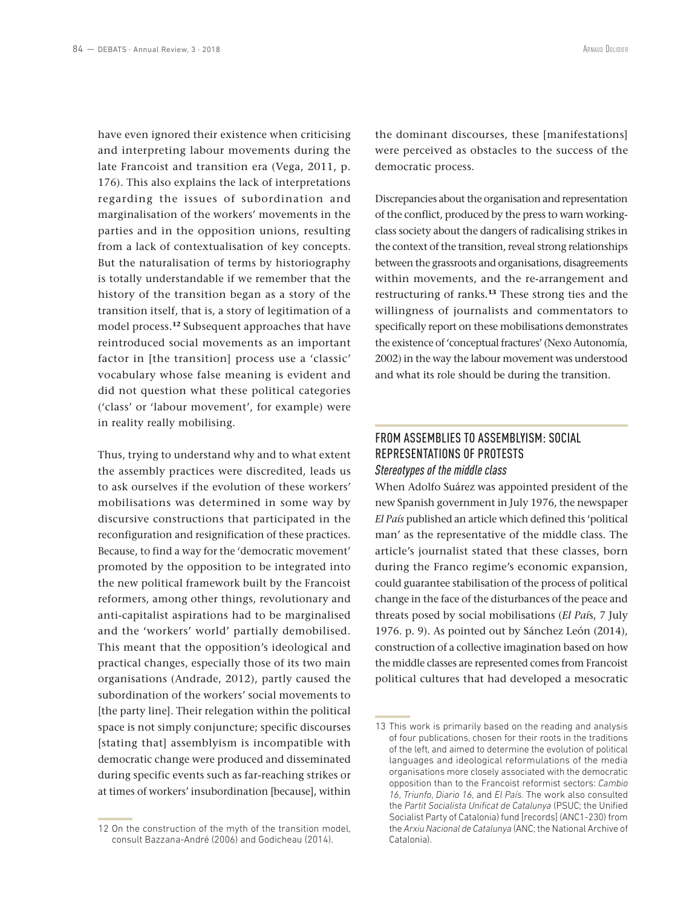have even ignored their existence when criticising and interpreting labour movements during the late Francoist and transition era (Vega, 2011, p. 176). This also explains the lack of interpretations regarding the issues of subordination and marginalisation of the workers' movements in the parties and in the opposition unions, resulting from a lack of contextualisation of key concepts. But the naturalisation of terms by historiography is totally understandable if we remember that the history of the transition began as a story of the transition itself, that is, a story of legitimation of a model process.[12] Subsequent approaches that have reintroduced social movements as an important factor in [the transition] process use a 'classic' vocabulary whose false meaning is evident and did not question what these political categories ('class' or 'labour movement', for example) were in reality really mobilising.

Thus, trying to understand why and to what extent the assembly practices were discredited, leads us to ask ourselves if the evolution of these workers' mobilisations was determined in some way by discursive constructions that participated in the reconfiguration and resignification of these practices. Because, to find a way for the 'democratic movement' promoted by the opposition to be integrated into the new political framework built by the Francoist reformers, among other things, revolutionary and anti-capitalist aspirations had to be marginalised and the 'workers' world' partially demobilised. This meant that the opposition's ideological and practical changes, especially those of its two main organisations (Andrade, 2012), partly caused the subordination of the workers' social movements to [the party line]. Their relegation within the political space is not simply conjuncture; specific discourses [stating that] assemblyism is incompatible with democratic change were produced and disseminated during specific events such as far-reaching strikes or at times of workers' insubordination [because], within the dominant discourses, these [manifestations] were perceived as obstacles to the success of the democratic process.

Discrepancies about the organisation and representation of the conflict, produced by the press to warn working-class society about the dangers of radicalising strikes in the context of the transition, reveal strong relationships between the grassroots and organisations, disagreements within movements, and the re-arrangement and restructuring of ranks.[13] These strong ties and the willingness of journalists and commentators to specifically report on these mobilisations demonstrates the existence of 'conceptual fractures' (Nexo Autonomía, 2002) in the way the labour movement was understood and what its role should be during the transition.

## FROM ASSEMBLIES TO ASSEMBLYISM: SOCIAL REPRESENTATIONS OF PROTESTS

### *Stereotypes of the middle class*

When Adolfo Suárez was appointed president of the new Spanish government in July 1976, the newspaper *El País* published an article which defined this 'political man' as the representative of the middle class. The article's journalist stated that these classes, born during the Franco regime's economic expansion, could guarantee stabilisation of the process of political change in the face of the disturbances of the peace and threats posed by social mobilisations (*El País*, 7 July 1976. p. 9). As pointed out by Sánchez León (2014), construction of a collective imagination based on how the middle classes are represented comes from Francoist political cultures that had developed a mesocratic

12 On the construction of the myth of the transition model, consult Bazzana-André (2006) and Godicheau (2014).

13 This work is primarily based on the reading and analysis of four publications, chosen for their roots in the traditions of the left, and aimed to determine the evolution of political languages and ideological reformulations of the media organisations more closely associated with the democratic opposition than to the Francoist reformist sectors: *Cambio 16*, *Triunfo*, *Diario 16*, and *El País*. The work also consulted the *Partit Socialista Unificat de Catalunya* (PSUC; the Unified Socialist Party of Catalonia) fund [records] (ANC1-230) from the *Arxiu Nacional de Catalunya* (ANC; the National Archive of Catalonia).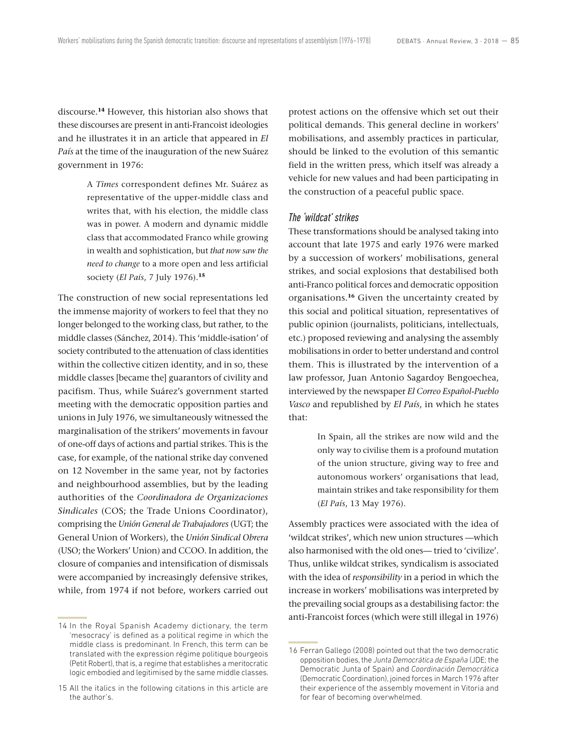discourse.[14] However, this historian also shows that these discourses are present in anti-Francoist ideologies and he illustrates it in an article that appeared in *El País* at the time of the inauguration of the new Suárez government in 1976:

> A *Times* correspondent defines Mr. Suárez as representative of the upper-middle class and writes that, with his election, the middle class was in power. A modern and dynamic middle class that accommodated Franco while growing in wealth and sophistication, but *that now saw the need to change* to a more open and less artificial society (*El País*, 7 July 1976).[15]

The construction of new social representations led the immense majority of workers to feel that they no longer belonged to the working class, but rather, to the middle classes (Sánchez, 2014). This 'middle-isation' of society contributed to the attenuation of class identities within the collective citizen identity, and in so, these middle classes [became the] guarantors of civility and pacifism. Thus, while Suárez's government started meeting with the democratic opposition parties and unions in July 1976, we simultaneously witnessed the marginalisation of the strikers' movements in favour of one-off days of actions and partial strikes. This is the case, for example, of the national strike day convened on 12 November in the same year, not by factories and neighbourhood assemblies, but by the leading authorities of the *Coordinadora de Organizaciones Sindicales* (COS; the Trade Unions Coordinator), comprising the *Unión General de Trabajadores* (UGT; the General Union of Workers), the *Unión Sindical Obrera* (USO; the Workers' Union) and CCOO. In addition, the closure of companies and intensification of dismissals were accompanied by increasingly defensive strikes, while, from 1974 if not before, workers carried out protest actions on the offensive which set out their political demands. This general decline in workers' mobilisations, and assembly practices in particular, should be linked to the evolution of this semantic field in the written press, which itself was already a vehicle for new values and had been participating in the construction of a peaceful public space.

### *The 'wildcat' strikes*

These transformations should be analysed taking into account that late 1975 and early 1976 were marked by a succession of workers' mobilisations, general strikes, and social explosions that destabilised both anti-Franco political forces and democratic opposition organisations.[16] Given the uncertainty created by this social and political situation, representatives of public opinion (journalists, politicians, intellectuals, etc.) proposed reviewing and analysing the assembly mobilisations in order to better understand and control them. This is illustrated by the intervention of a law professor, Juan Antonio Sagardoy Bengoechea, interviewed by the newspaper *El Correo Español-Pueblo Vasco* and republished by *El País*, in which he states that:

> In Spain, all the strikes are now wild and the only way to civilise them is a profound mutation of the union structure, giving way to free and autonomous workers' organisations that lead, maintain strikes and take responsibility for them (*El País*, 13 May 1976).

Assembly practices were associated with the idea of 'wildcat strikes', which new union structures —which also harmonised with the old ones— tried to 'civilize'. Thus, unlike wildcat strikes, syndicalism is associated with the idea of *responsibility* in a period in which the increase in workers' mobilisations was interpreted by the prevailing social groups as a destabilising factor: the anti-Francoist forces (which were still illegal in 1976)

---

14 In the Royal Spanish Academy dictionary, the term 'mesocracy' is defined as a political regime in which the middle class is predominant. In French, this term can be translated with the expression régime politique bourgeois (Petit Robert), that is, a regime that establishes a meritocratic logic embodied and legitimised by the same middle classes.

15 All the italics in the following citations in this article are the author's.

16 Ferran Gallego (2008) pointed out that the two democratic opposition bodies, the *Junta Democrática de España* (JDE; the Democratic Junta of Spain) and *Coordinación Democrática* (Democratic Coordination), joined forces in March 1976 after their experience of the assembly movement in Vitoria and for fear of becoming overwhelmed.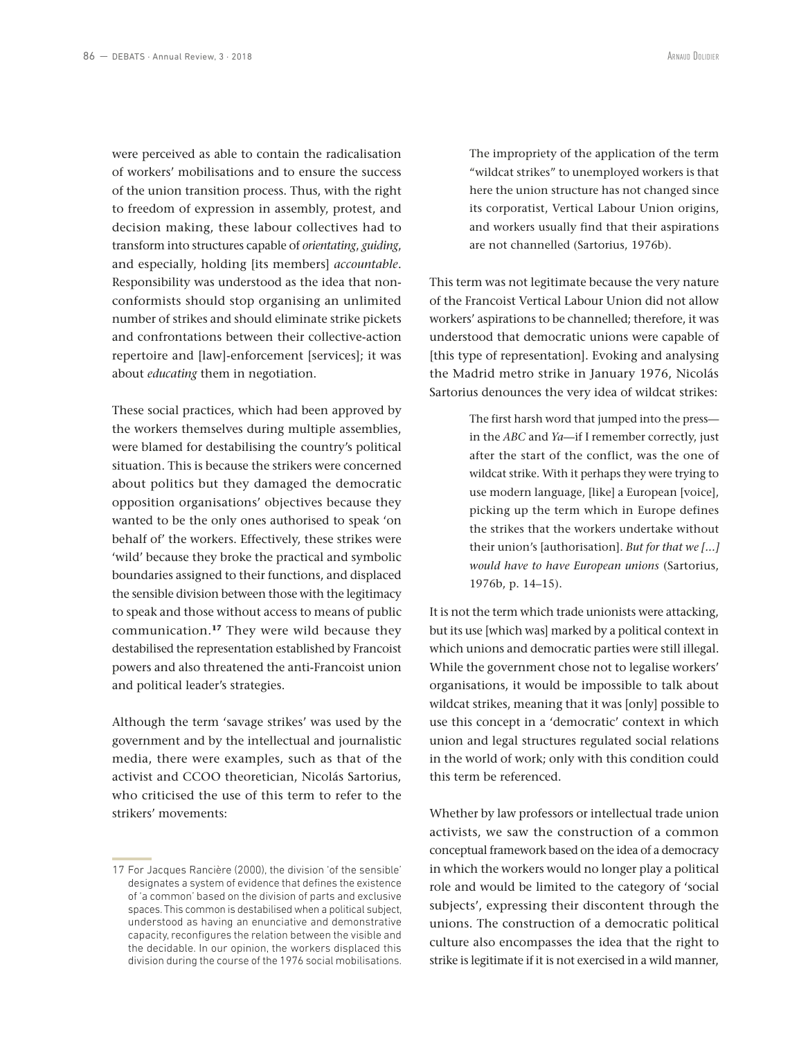were perceived as able to contain the radicalisation of workers' mobilisations and to ensure the success of the union transition process. Thus, with the right to freedom of expression in assembly, protest, and decision making, these labour collectives had to transform into structures capable of *orientating*, *guiding*, and especially, holding [its members] *accountable*. Responsibility was understood as the idea that non-conformists should stop organising an unlimited number of strikes and should eliminate strike pickets and confrontations between their collective-action repertoire and [law]-enforcement [services]; it was about *educating* them in negotiation.

These social practices, which had been approved by the workers themselves during multiple assemblies, were blamed for destabilising the country's political situation. This is because the strikers were concerned about politics but they damaged the democratic opposition organisations' objectives because they wanted to be the only ones authorised to speak 'on behalf of' the workers. Effectively, these strikes were 'wild' because they broke the practical and symbolic boundaries assigned to their functions, and displaced the sensible division between those with the legitimacy to speak and those without access to means of public communication.[17] They were wild because they destabilised the representation established by Francoist powers and also threatened the anti-Francoist union and political leader's strategies.

Although the term 'savage strikes' was used by the government and by the intellectual and journalistic media, there were examples, such as that of the activist and CCOO theoretician, Nicolás Sartorius, who criticised the use of this term to refer to the strikers' movements:

> The impropriety of the application of the term "wildcat strikes" to unemployed workers is that here the union structure has not changed since its corporatist, Vertical Labour Union origins, and workers usually find that their aspirations are not channelled (Sartorius, 1976b).

This term was not legitimate because the very nature of the Francoist Vertical Labour Union did not allow workers' aspirations to be channelled; therefore, it was understood that democratic unions were capable of [this type of representation]. Evoking and analysing the Madrid metro strike in January 1976, Nicolás Sartorius denounces the very idea of wildcat strikes:

> The first harsh word that jumped into the press—in the *ABC* and *Ya*—if I remember correctly, just after the start of the conflict, was the one of wildcat strike. With it perhaps they were trying to use modern language, [like] a European [voice], picking up the term which in Europe defines the strikes that the workers undertake without their union's [authorisation]. *But for that we [...] would have to have European unions* (Sartorius, 1976b, p. 14–15).

It is not the term which trade unionists were attacking, but its use [which was] marked by a political context in which unions and democratic parties were still illegal. While the government chose not to legalise workers' organisations, it would be impossible to talk about wildcat strikes, meaning that it was [only] possible to use this concept in a 'democratic' context in which union and legal structures regulated social relations in the world of work; only with this condition could this term be referenced.

Whether by law professors or intellectual trade union activists, we saw the construction of a common conceptual framework based on the idea of a democracy in which the workers would no longer play a political role and would be limited to the category of 'social subjects', expressing their discontent through the unions. The construction of a democratic political culture also encompasses the idea that the right to strike is legitimate if it is not exercised in a wild manner,

---

17 For Jacques Rancière (2000), the division 'of the sensible' designates a system of evidence that defines the existence of 'a common' based on the division of parts and exclusive spaces. This common is destabilised when a political subject, understood as having an enunciative and demonstrative capacity, reconfigures the relation between the visible and the decidable. In our opinion, the workers displaced this division during the course of the 1976 social mobilisations.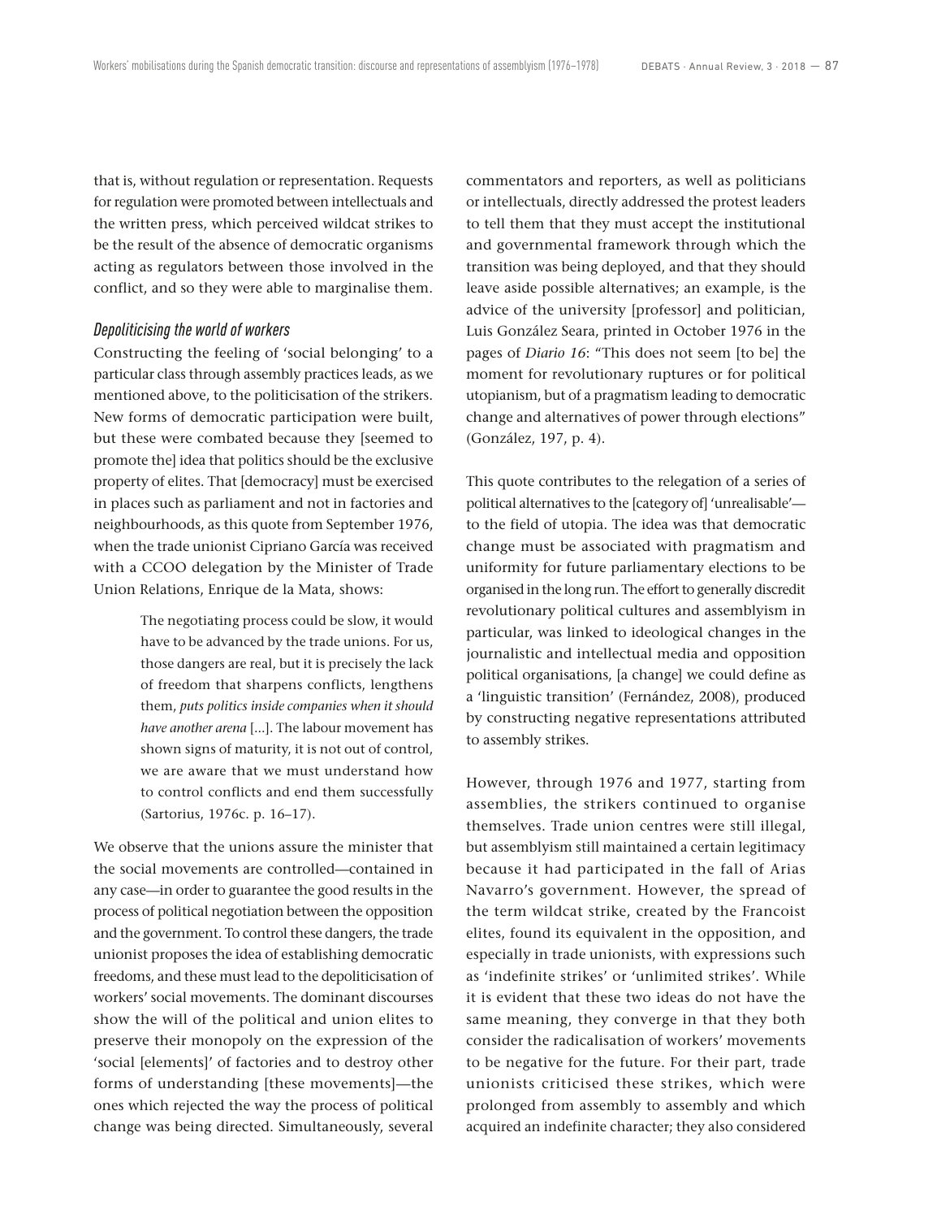that is, without regulation or representation. Requests for regulation were promoted between intellectuals and the written press, which perceived wildcat strikes to be the result of the absence of democratic organisms acting as regulators between those involved in the conflict, and so they were able to marginalise them.

### *Depoliticising the world of workers*

Constructing the feeling of 'social belonging' to a particular class through assembly practices leads, as we mentioned above, to the politicisation of the strikers. New forms of democratic participation were built, but these were combated because they [seemed to promote the] idea that politics should be the exclusive property of elites. That [democracy] must be exercised in places such as parliament and not in factories and neighbourhoods, as this quote from September 1976, when the trade unionist Cipriano García was received with a CCOO delegation by the Minister of Trade Union Relations, Enrique de la Mata, shows:

> The negotiating process could be slow, it would have to be advanced by the trade unions. For us, those dangers are real, but it is precisely the lack of freedom that sharpens conflicts, lengthens them, *puts politics inside companies when it should have another arena* [...]. The labour movement has shown signs of maturity, it is not out of control, we are aware that we must understand how to control conflicts and end them successfully (Sartorius, 1976c. p. 16–17).

We observe that the unions assure the minister that the social movements are controlled—contained in any case—in order to guarantee the good results in the process of political negotiation between the opposition and the government. To control these dangers, the trade unionist proposes the idea of establishing democratic freedoms, and these must lead to the depoliticisation of workers' social movements. The dominant discourses show the will of the political and union elites to preserve their monopoly on the expression of the 'social [elements]' of factories and to destroy other forms of understanding [these movements]—the ones which rejected the way the process of political change was being directed. Simultaneously, several commentators and reporters, as well as politicians or intellectuals, directly addressed the protest leaders to tell them that they must accept the institutional and governmental framework through which the transition was being deployed, and that they should leave aside possible alternatives; an example, is the advice of the university [professor] and politician, Luis González Seara, printed in October 1976 in the pages of *Diario 16*: "This does not seem [to be] the moment for revolutionary ruptures or for political utopianism, but of a pragmatism leading to democratic change and alternatives of power through elections" (González, 197, p. 4).

This quote contributes to the relegation of a series of political alternatives to the [category of] 'unrealisable'—to the field of utopia. The idea was that democratic change must be associated with pragmatism and uniformity for future parliamentary elections to be organised in the long run. The effort to generally discredit revolutionary political cultures and assemblyism in particular, was linked to ideological changes in the journalistic and intellectual media and opposition political organisations, [a change] we could define as a 'linguistic transition' (Fernández, 2008), produced by constructing negative representations attributed to assembly strikes.

However, through 1976 and 1977, starting from assemblies, the strikers continued to organise themselves. Trade union centres were still illegal, but assemblyism still maintained a certain legitimacy because it had participated in the fall of Arias Navarro's government. However, the spread of the term wildcat strike, created by the Francoist elites, found its equivalent in the opposition, and especially in trade unionists, with expressions such as 'indefinite strikes' or 'unlimited strikes'. While it is evident that these two ideas do not have the same meaning, they converge in that they both consider the radicalisation of workers' movements to be negative for the future. For their part, trade unionists criticised these strikes, which were prolonged from assembly to assembly and which acquired an indefinite character; they also considered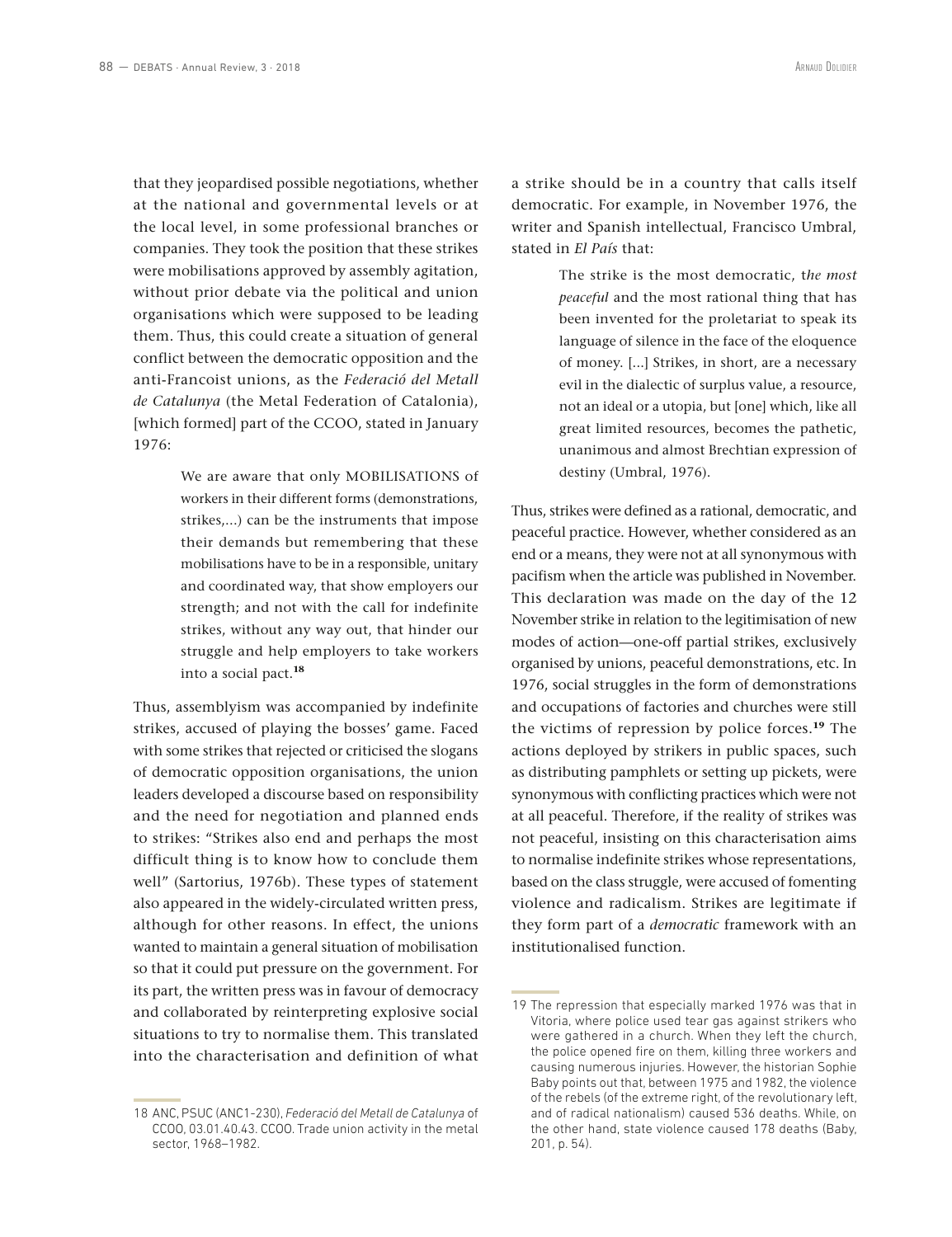that they jeopardised possible negotiations, whether at the national and governmental levels or at the local level, in some professional branches or companies. They took the position that these strikes were mobilisations approved by assembly agitation, without prior debate via the political and union organisations which were supposed to be leading them. Thus, this could create a situation of general conflict between the democratic opposition and the anti-Francoist unions, as the *Federació del Metall de Catalunya* (the Metal Federation of Catalonia), [which formed] part of the CCOO, stated in January 1976:

> We are aware that only MOBILISATIONS of workers in their different forms (demonstrations, strikes,…) can be the instruments that impose their demands but remembering that these mobilisations have to be in a responsible, unitary and coordinated way, that show employers our strength; and not with the call for indefinite strikes, without any way out, that hinder our struggle and help employers to take workers into a social pact.[18]

Thus, assemblyism was accompanied by indefinite strikes, accused of playing the bosses' game. Faced with some strikes that rejected or criticised the slogans of democratic opposition organisations, the union leaders developed a discourse based on responsibility and the need for negotiation and planned ends to strikes: "Strikes also end and perhaps the most difficult thing is to know how to conclude them well" (Sartorius, 1976b). These types of statement also appeared in the widely-circulated written press, although for other reasons. In effect, the unions wanted to maintain a general situation of mobilisation so that it could put pressure on the government. For its part, the written press was in favour of democracy and collaborated by reinterpreting explosive social situations to try to normalise them. This translated into the characterisation and definition of what a strike should be in a country that calls itself democratic. For example, in November 1976, the writer and Spanish intellectual, Francisco Umbral, stated in *El País* that:

> The strike is the most democratic, t*he most peaceful* and the most rational thing that has been invented for the proletariat to speak its language of silence in the face of the eloquence of money. […] Strikes, in short, are a necessary evil in the dialectic of surplus value, a resource, not an ideal or a utopia, but [one] which, like all great limited resources, becomes the pathetic, unanimous and almost Brechtian expression of destiny (Umbral, 1976).

Thus, strikes were defined as a rational, democratic, and peaceful practice. However, whether considered as an end or a means, they were not at all synonymous with pacifism when the article was published in November. This declaration was made on the day of the 12 November strike in relation to the legitimisation of new modes of action—one-off partial strikes, exclusively organised by unions, peaceful demonstrations, etc. In 1976, social struggles in the form of demonstrations and occupations of factories and churches were still the victims of repression by police forces.[19] The actions deployed by strikers in public spaces, such as distributing pamphlets or setting up pickets, were synonymous with conflicting practices which were not at all peaceful. Therefore, if the reality of strikes was not peaceful, insisting on this characterisation aims to normalise indefinite strikes whose representations, based on the class struggle, were accused of fomenting violence and radicalism. Strikes are legitimate if they form part of a *democratic* framework with an institutionalised function.

---

18 ANC, PSUC (ANC1-230), *Federació del Metall de Catalunya* of CCOO, 03.01.40.43. CCOO. Trade union activity in the metal sector, 1968–1982.

19 The repression that especially marked 1976 was that in Vitoria, where police used tear gas against strikers who were gathered in a church. When they left the church, the police opened fire on them, killing three workers and causing numerous injuries. However, the historian Sophie Baby points out that, between 1975 and 1982, the violence of the rebels (of the extreme right, of the revolutionary left, and of radical nationalism) caused 536 deaths. While, on the other hand, state violence caused 178 deaths (Baby, 201, p. 54).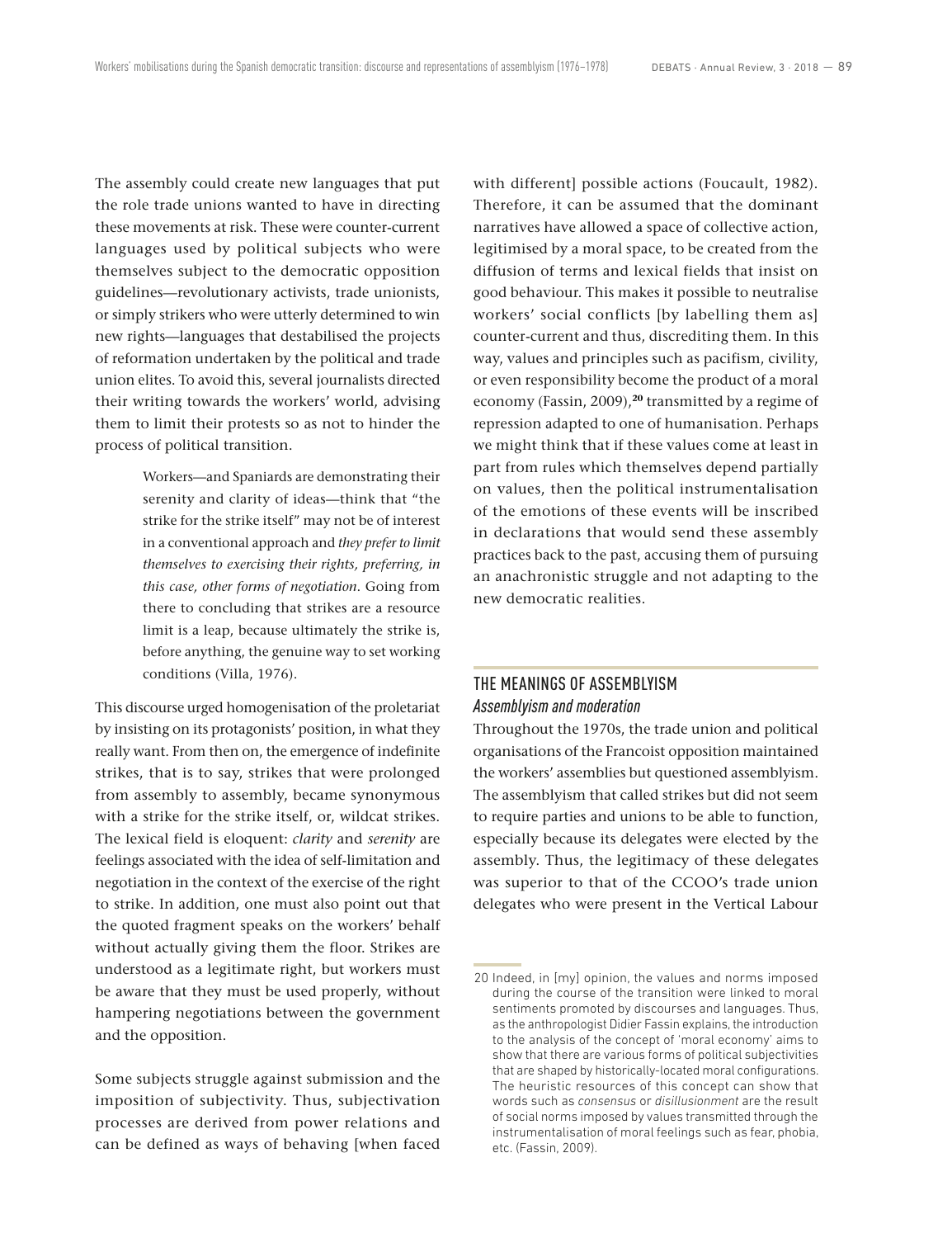The assembly could create new languages that put the role trade unions wanted to have in directing these movements at risk. These were counter-current languages used by political subjects who were themselves subject to the democratic opposition guidelines—revolutionary activists, trade unionists, or simply strikers who were utterly determined to win new rights—languages that destabilised the projects of reformation undertaken by the political and trade union elites. To avoid this, several journalists directed their writing towards the workers' world, advising them to limit their protests so as not to hinder the process of political transition.

> Workers—and Spaniards are demonstrating their serenity and clarity of ideas—think that "the strike for the strike itself" may not be of interest in a conventional approach and *they prefer to limit themselves to exercising their rights, preferring, in this case, other forms of negotiation*. Going from there to concluding that strikes are a resource limit is a leap, because ultimately the strike is, before anything, the genuine way to set working conditions (Villa, 1976).

This discourse urged homogenisation of the proletariat by insisting on its protagonists' position, in what they really want. From then on, the emergence of indefinite strikes, that is to say, strikes that were prolonged from assembly to assembly, became synonymous with a strike for the strike itself, or, wildcat strikes. The lexical field is eloquent: *clarity* and *serenity* are feelings associated with the idea of self-limitation and negotiation in the context of the exercise of the right to strike. In addition, one must also point out that the quoted fragment speaks on the workers' behalf without actually giving them the floor. Strikes are understood as a legitimate right, but workers must be aware that they must be used properly, without hampering negotiations between the government and the opposition.

Some subjects struggle against submission and the imposition of subjectivity. Thus, subjectivation processes are derived from power relations and can be defined as ways of behaving [when faced with different] possible actions (Foucault, 1982). Therefore, it can be assumed that the dominant narratives have allowed a space of collective action, legitimised by a moral space, to be created from the diffusion of terms and lexical fields that insist on good behaviour. This makes it possible to neutralise workers' social conflicts [by labelling them as] counter-current and thus, discrediting them. In this way, values and principles such as pacifism, civility, or even responsibility become the product of a moral economy (Fassin, 2009),[20] transmitted by a regime of repression adapted to one of humanisation. Perhaps we might think that if these values come at least in part from rules which themselves depend partially on values, then the political instrumentalisation of the emotions of these events will be inscribed in declarations that would send these assembly practices back to the past, accusing them of pursuing an anachronistic struggle and not adapting to the new democratic realities.

## THE MEANINGS OF ASSEMBLYISM

### *Assemblyism and moderation*

Throughout the 1970s, the trade union and political organisations of the Francoist opposition maintained the workers' assemblies but questioned assemblyism. The assemblyism that called strikes but did not seem to require parties and unions to be able to function, especially because its delegates were elected by the assembly. Thus, the legitimacy of these delegates was superior to that of the CCOO's trade union delegates who were present in the Vertical Labour

20 Indeed, in [my] opinion, the values and norms imposed during the course of the transition were linked to moral sentiments promoted by discourses and languages. Thus, as the anthropologist Didier Fassin explains, the introduction to the analysis of the concept of 'moral economy' aims to show that there are various forms of political subjectivities that are shaped by historically-located moral configurations. The heuristic resources of this concept can show that words such as *consensus* or *disillusionment* are the result of social norms imposed by values transmitted through the instrumentalisation of moral feelings such as fear, phobia, etc. (Fassin, 2009).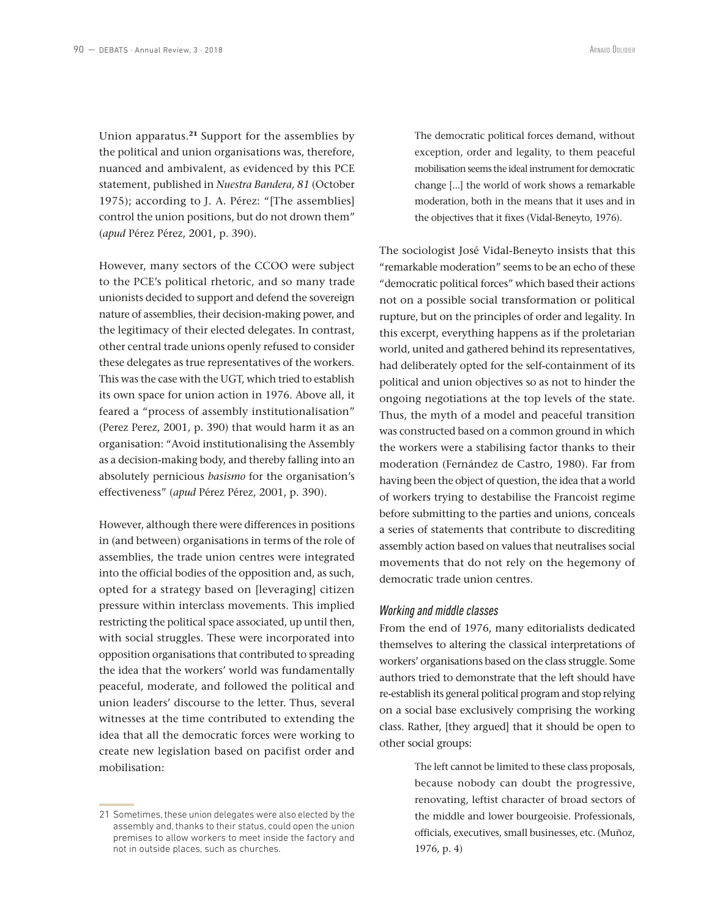Union apparatus.[21] Support for the assemblies by the political and union organisations was, therefore, nuanced and ambivalent, as evidenced by this PCE statement, published in *Nuestra Bandera, 81* (October 1975); according to J. A. Pérez: "[The assemblies] control the union positions, but do not drown them" (*apud* Pérez Pérez, 2001, p. 390).

However, many sectors of the CCOO were subject to the PCE's political rhetoric, and so many trade unionists decided to support and defend the sovereign nature of assemblies, their decision-making power, and the legitimacy of their elected delegates. In contrast, other central trade unions openly refused to consider these delegates as true representatives of the workers. This was the case with the UGT, which tried to establish its own space for union action in 1976. Above all, it feared a "process of assembly institutionalisation" (Perez Perez, 2001, p. 390) that would harm it as an organisation: "Avoid institutionalising the Assembly as a decision-making body, and thereby falling into an absolutely pernicious *basismo* for the organisation's effectiveness" (*apud* Pérez Pérez, 2001, p. 390).

However, although there were differences in positions in (and between) organisations in terms of the role of assemblies, the trade union centres were integrated into the official bodies of the opposition and, as such, opted for a strategy based on [leveraging] citizen pressure within interclass movements. This implied restricting the political space associated, up until then, with social struggles. These were incorporated into opposition organisations that contributed to spreading the idea that the workers' world was fundamentally peaceful, moderate, and followed the political and union leaders' discourse to the letter. Thus, several witnesses at the time contributed to extending the idea that all the democratic forces were working to create new legislation based on pacifist order and mobilisation:

> The democratic political forces demand, without exception, order and legality, to them peaceful mobilisation seems the ideal instrument for democratic change [...] the world of work shows a remarkable moderation, both in the means that it uses and in the objectives that it fixes (Vidal-Beneyto, 1976).

The sociologist José Vidal-Beneyto insists that this "remarkable moderation" seems to be an echo of these "democratic political forces" which based their actions not on a possible social transformation or political rupture, but on the principles of order and legality. In this excerpt, everything happens as if the proletarian world, united and gathered behind its representatives, had deliberately opted for the self-containment of its political and union objectives so as not to hinder the ongoing negotiations at the top levels of the state. Thus, the myth of a model and peaceful transition was constructed based on a common ground in which the workers were a stabilising factor thanks to their moderation (Fernández de Castro, 1980). Far from having been the object of question, the idea that a world of workers trying to destabilise the Francoist regime before submitting to the parties and unions, conceals a series of statements that contribute to discrediting assembly action based on values that neutralises social movements that do not rely on the hegemony of democratic trade union centres.

### *Working and middle classes*

From the end of 1976, many editorialists dedicated themselves to altering the classical interpretations of workers' organisations based on the class struggle. Some authors tried to demonstrate that the left should have re-establish its general political program and stop relying on a social base exclusively comprising the working class. Rather, [they argued] that it should be open to other social groups:

> The left cannot be limited to these class proposals, because nobody can doubt the progressive, renovating, leftist character of broad sectors of the middle and lower bourgeoisie. Professionals, officials, executives, small businesses, etc. (Muñoz, 1976, p. 4)

21 Sometimes, these union delegates were also elected by the assembly and, thanks to their status, could open the union premises to allow workers to meet inside the factory and not in outside places, such as churches.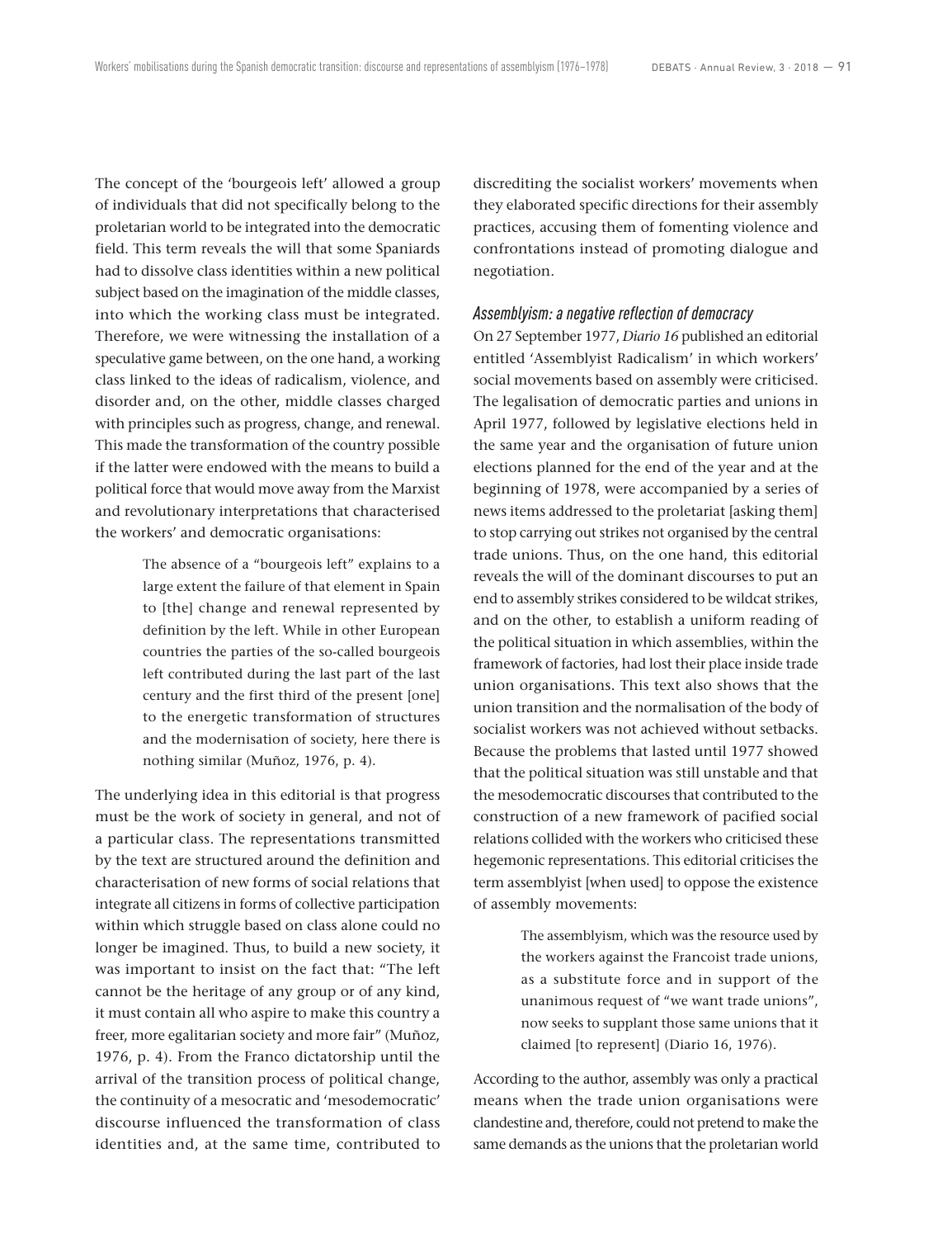The concept of the 'bourgeois left' allowed a group of individuals that did not specifically belong to the proletarian world to be integrated into the democratic field. This term reveals the will that some Spaniards had to dissolve class identities within a new political subject based on the imagination of the middle classes, into which the working class must be integrated. Therefore, we were witnessing the installation of a speculative game between, on the one hand, a working class linked to the ideas of radicalism, violence, and disorder and, on the other, middle classes charged with principles such as progress, change, and renewal. This made the transformation of the country possible if the latter were endowed with the means to build a political force that would move away from the Marxist and revolutionary interpretations that characterised the workers' and democratic organisations:

> The absence of a "bourgeois left" explains to a large extent the failure of that element in Spain to [the] change and renewal represented by definition by the left. While in other European countries the parties of the so-called bourgeois left contributed during the last part of the last century and the first third of the present [one] to the energetic transformation of structures and the modernisation of society, here there is nothing similar (Muñoz, 1976, p. 4).

The underlying idea in this editorial is that progress must be the work of society in general, and not of a particular class. The representations transmitted by the text are structured around the definition and characterisation of new forms of social relations that integrate all citizens in forms of collective participation within which struggle based on class alone could no longer be imagined. Thus, to build a new society, it was important to insist on the fact that: "The left cannot be the heritage of any group or of any kind, it must contain all who aspire to make this country a freer, more egalitarian society and more fair" (Muñoz, 1976, p. 4). From the Franco dictatorship until the arrival of the transition process of political change, the continuity of a mesocratic and 'mesodemocratic' discourse influenced the transformation of class identities and, at the same time, contributed to discrediting the socialist workers' movements when they elaborated specific directions for their assembly practices, accusing them of fomenting violence and confrontations instead of promoting dialogue and negotiation.

### *Assemblyism: a negative reflection of democracy*

On 27 September 1977, *Diario 16* published an editorial entitled 'Assemblyist Radicalism' in which workers' social movements based on assembly were criticised. The legalisation of democratic parties and unions in April 1977, followed by legislative elections held in the same year and the organisation of future union elections planned for the end of the year and at the beginning of 1978, were accompanied by a series of news items addressed to the proletariat [asking them] to stop carrying out strikes not organised by the central trade unions. Thus, on the one hand, this editorial reveals the will of the dominant discourses to put an end to assembly strikes considered to be wildcat strikes, and on the other, to establish a uniform reading of the political situation in which assemblies, within the framework of factories, had lost their place inside trade union organisations. This text also shows that the union transition and the normalisation of the body of socialist workers was not achieved without setbacks. Because the problems that lasted until 1977 showed that the political situation was still unstable and that the mesodemocratic discourses that contributed to the construction of a new framework of pacified social relations collided with the workers who criticised these hegemonic representations. This editorial criticises the term assemblyist [when used] to oppose the existence of assembly movements:

> The assemblyism, which was the resource used by the workers against the Francoist trade unions, as a substitute force and in support of the unanimous request of "we want trade unions", now seeks to supplant those same unions that it claimed [to represent] (Diario 16, 1976).

According to the author, assembly was only a practical means when the trade union organisations were clandestine and, therefore, could not pretend to make the same demands as the unions that the proletarian world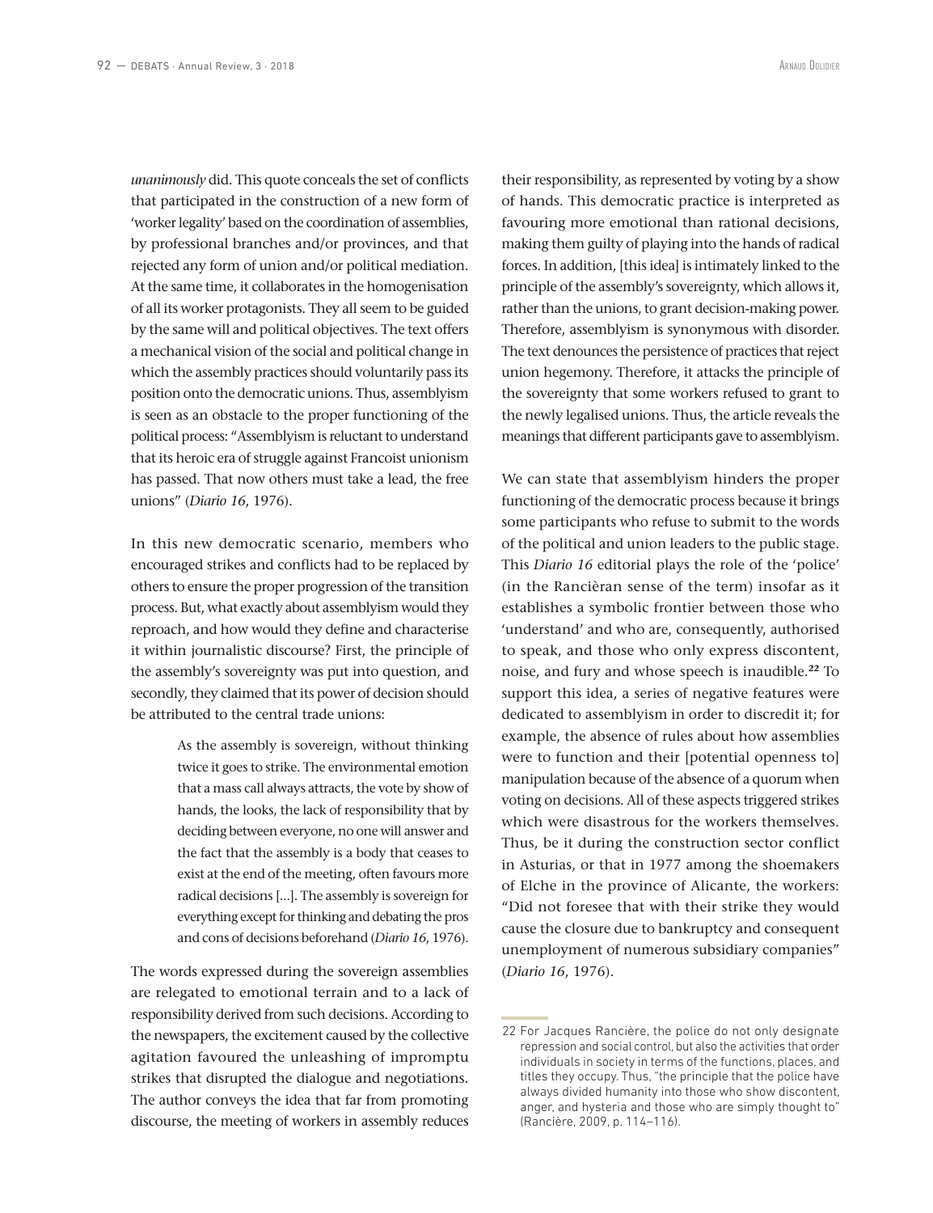*unanimously* did. This quote conceals the set of conflicts that participated in the construction of a new form of 'worker legality' based on the coordination of assemblies, by professional branches and/or provinces, and that rejected any form of union and/or political mediation. At the same time, it collaborates in the homogenisation of all its worker protagonists. They all seem to be guided by the same will and political objectives. The text offers a mechanical vision of the social and political change in which the assembly practices should voluntarily pass its position onto the democratic unions. Thus, assemblyism is seen as an obstacle to the proper functioning of the political process: "Assemblyism is reluctant to understand that its heroic era of struggle against Francoist unionism has passed. That now others must take a lead, the free unions" (*Diario 16*, 1976).

In this new democratic scenario, members who encouraged strikes and conflicts had to be replaced by others to ensure the proper progression of the transition process. But, what exactly about assemblyism would they reproach, and how would they define and characterise it within journalistic discourse? First, the principle of the assembly's sovereignty was put into question, and secondly, they claimed that its power of decision should be attributed to the central trade unions:

> As the assembly is sovereign, without thinking twice it goes to strike. The environmental emotion that a mass call always attracts, the vote by show of hands, the looks, the lack of responsibility that by deciding between everyone, no one will answer and the fact that the assembly is a body that ceases to exist at the end of the meeting, often favours more radical decisions [...]. The assembly is sovereign for everything except for thinking and debating the pros and cons of decisions beforehand (*Diario 16*, 1976).

The words expressed during the sovereign assemblies are relegated to emotional terrain and to a lack of responsibility derived from such decisions. According to the newspapers, the excitement caused by the collective agitation favoured the unleashing of impromptu strikes that disrupted the dialogue and negotiations. The author conveys the idea that far from promoting discourse, the meeting of workers in assembly reduces their responsibility, as represented by voting by a show of hands. This democratic practice is interpreted as favouring more emotional than rational decisions, making them guilty of playing into the hands of radical forces. In addition, [this idea] is intimately linked to the principle of the assembly's sovereignty, which allows it, rather than the unions, to grant decision-making power. Therefore, assemblyism is synonymous with disorder. The text denounces the persistence of practices that reject union hegemony. Therefore, it attacks the principle of the sovereignty that some workers refused to grant to the newly legalised unions. Thus, the article reveals the meanings that different participants gave to assemblyism.

We can state that assemblyism hinders the proper functioning of the democratic process because it brings some participants who refuse to submit to the words of the political and union leaders to the public stage. This *Diario 16* editorial plays the role of the 'police' (in the Rancièran sense of the term) insofar as it establishes a symbolic frontier between those who 'understand' and who are, consequently, authorised to speak, and those who only express discontent, noise, and fury and whose speech is inaudible.[22] To support this idea, a series of negative features were dedicated to assemblyism in order to discredit it; for example, the absence of rules about how assemblies were to function and their [potential openness to] manipulation because of the absence of a quorum when voting on decisions. All of these aspects triggered strikes which were disastrous for the workers themselves. Thus, be it during the construction sector conflict in Asturias, or that in 1977 among the shoemakers of Elche in the province of Alicante, the workers: "Did not foresee that with their strike they would cause the closure due to bankruptcy and consequent unemployment of numerous subsidiary companies" (*Diario 16*, 1976).

22 For Jacques Rancière, the police do not only designate repression and social control, but also the activities that order individuals in society in terms of the functions, places, and titles they occupy. Thus, "the principle that the police have always divided humanity into those who show discontent, anger, and hysteria and those who are simply thought to" (Rancière, 2009, p. 114–116).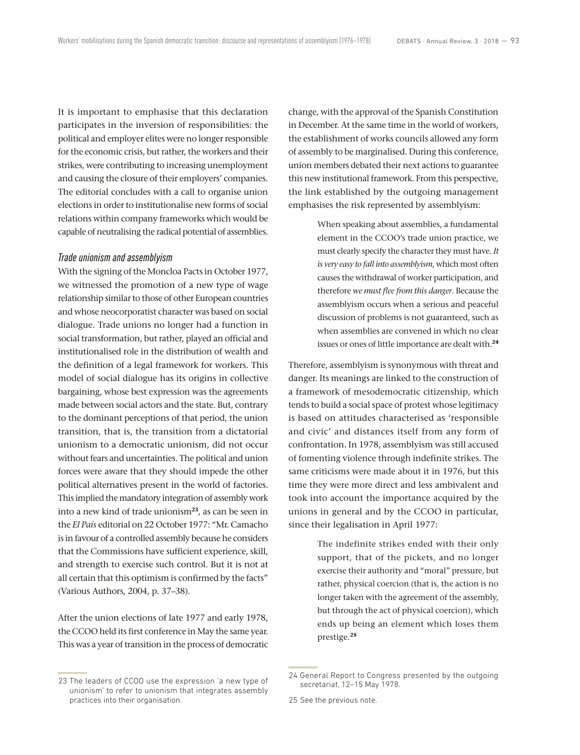It is important to emphasise that this declaration participates in the inversion of responsibilities: the political and employer elites were no longer responsible for the economic crisis, but rather, the workers and their strikes, were contributing to increasing unemployment and causing the closure of their employers' companies. The editorial concludes with a call to organise union elections in order to institutionalise new forms of social relations within company frameworks which would be capable of neutralising the radical potential of assemblies.

### *Trade unionism and assemblyism*

With the signing of the Moncloa Pacts in October 1977, we witnessed the promotion of a new type of wage relationship similar to those of other European countries and whose neocorporatist character was based on social dialogue. Trade unions no longer had a function in social transformation, but rather, played an official and institutionalised role in the distribution of wealth and the definition of a legal framework for workers. This model of social dialogue has its origins in collective bargaining, whose best expression was the agreements made between social actors and the state. But, contrary to the dominant perceptions of that period, the union transition, that is, the transition from a dictatorial unionism to a democratic unionism, did not occur without fears and uncertainties. The political and union forces were aware that they should impede the other political alternatives present in the world of factories. This implied the mandatory integration of assembly work into a new kind of trade unionism[23], as can be seen in the *El País* editorial on 22 October 1977: "Mr. Camacho is in favour of a controlled assembly because he considers that the Commissions have sufficient experience, skill, and strength to exercise such control. But it is not at all certain that this optimism is confirmed by the facts" (Various Authors, 2004, p. 37–38).

After the union elections of late 1977 and early 1978, the CCOO held its first conference in May the same year. This was a year of transition in the process of democratic change, with the approval of the Spanish Constitution in December. At the same time in the world of workers, the establishment of works councils allowed any form of assembly to be marginalised. During this conference, union members debated their next actions to guarantee this new institutional framework. From this perspective, the link established by the outgoing management emphasises the risk represented by assemblyism:

> When speaking about assemblies, a fundamental element in the CCOO's trade union practice, we must clearly specify the character they must have. *It is very easy to fall into assemblyism*, which most often causes the withdrawal of worker participation, and therefore *we must flee from this danger*. Because the assemblyism occurs when a serious and peaceful discussion of problems is not guaranteed, such as when assemblies are convened in which no clear issues or ones of little importance are dealt with.[24]

Therefore, assemblyism is synonymous with threat and danger. Its meanings are linked to the construction of a framework of mesodemocratic citizenship, which tends to build a social space of protest whose legitimacy is based on attitudes characterised as 'responsible and civic' and distances itself from any form of confrontation. In 1978, assemblyism was still accused of fomenting violence through indefinite strikes. The same criticisms were made about it in 1976, but this time they were more direct and less ambivalent and took into account the importance acquired by the unions in general and by the CCOO in particular, since their legalisation in April 1977:

> The indefinite strikes ended with their only support, that of the pickets, and no longer exercise their authority and "moral" pressure, but rather, physical coercion (that is, the action is no longer taken with the agreement of the assembly, but through the act of physical coercion), which ends up being an element which loses them prestige.[25]

---

23 The leaders of CCOO use the expression 'a new type of unionism' to refer to unionism that integrates assembly practices into their organisation.

24 General Report to Congress presented by the outgoing secretariat, 12–15 May 1978.

25 See the previous note.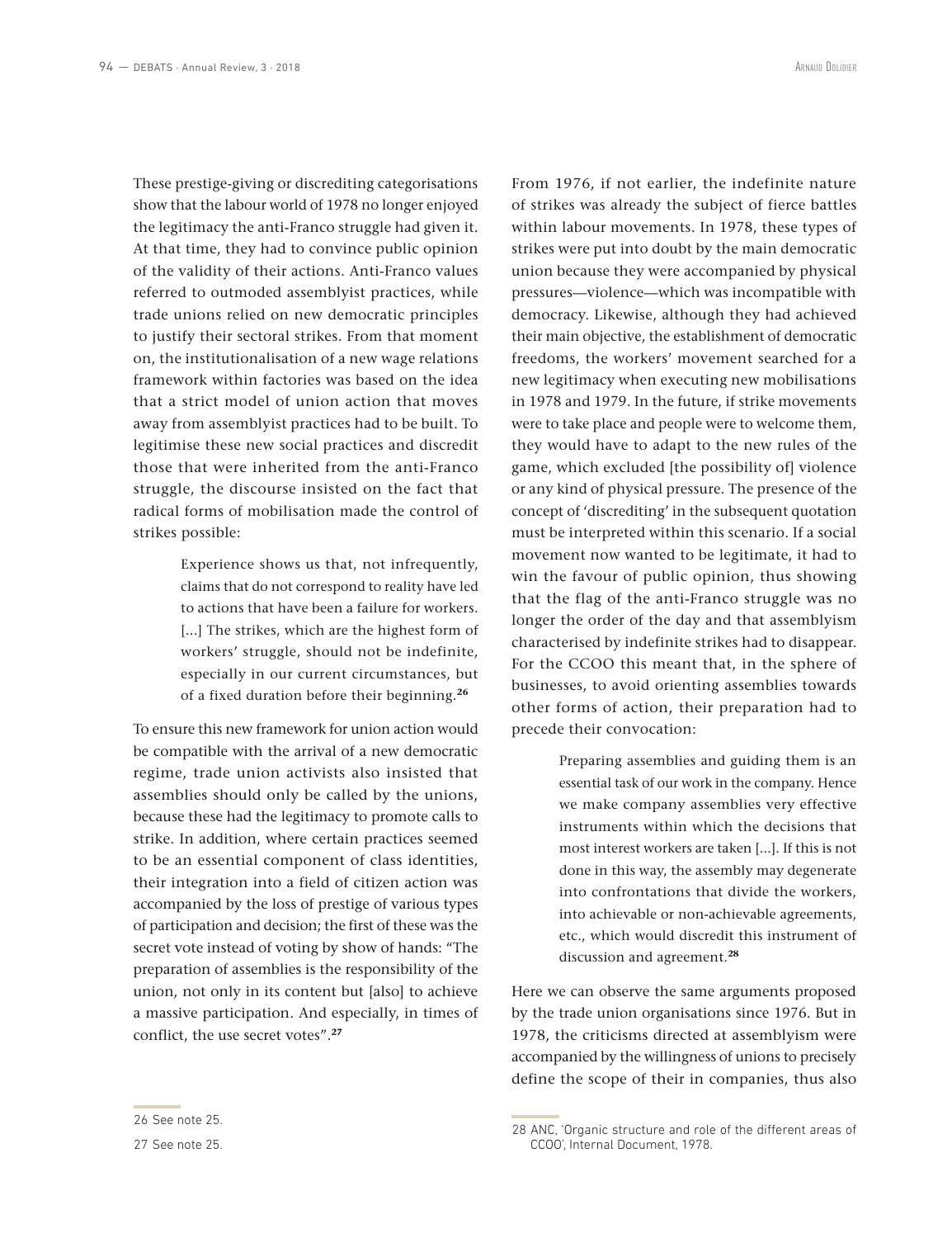These prestige-giving or discrediting categorisations show that the labour world of 1978 no longer enjoyed the legitimacy the anti-Franco struggle had given it. At that time, they had to convince public opinion of the validity of their actions. Anti-Franco values referred to outmoded assemblyist practices, while trade unions relied on new democratic principles to justify their sectoral strikes. From that moment on, the institutionalisation of a new wage relations framework within factories was based on the idea that a strict model of union action that moves away from assemblyist practices had to be built. To legitimise these new social practices and discredit those that were inherited from the anti-Franco struggle, the discourse insisted on the fact that radical forms of mobilisation made the control of strikes possible:

> Experience shows us that, not infrequently, claims that do not correspond to reality have led to actions that have been a failure for workers. [...] The strikes, which are the highest form of workers' struggle, should not be indefinite, especially in our current circumstances, but of a fixed duration before their beginning.[26]

To ensure this new framework for union action would be compatible with the arrival of a new democratic regime, trade union activists also insisted that assemblies should only be called by the unions, because these had the legitimacy to promote calls to strike. In addition, where certain practices seemed to be an essential component of class identities, their integration into a field of citizen action was accompanied by the loss of prestige of various types of participation and decision; the first of these was the secret vote instead of voting by show of hands: "The preparation of assemblies is the responsibility of the union, not only in its content but [also] to achieve a massive participation. And especially, in times of conflict, the use secret votes".[27]

From 1976, if not earlier, the indefinite nature of strikes was already the subject of fierce battles within labour movements. In 1978, these types of strikes were put into doubt by the main democratic union because they were accompanied by physical pressures—violence—which was incompatible with democracy. Likewise, although they had achieved their main objective, the establishment of democratic freedoms, the workers' movement searched for a new legitimacy when executing new mobilisations in 1978 and 1979. In the future, if strike movements were to take place and people were to welcome them, they would have to adapt to the new rules of the game, which excluded [the possibility of] violence or any kind of physical pressure. The presence of the concept of 'discrediting' in the subsequent quotation must be interpreted within this scenario. If a social movement now wanted to be legitimate, it had to win the favour of public opinion, thus showing that the flag of the anti-Franco struggle was no longer the order of the day and that assemblyism characterised by indefinite strikes had to disappear. For the CCOO this meant that, in the sphere of businesses, to avoid orienting assemblies towards other forms of action, their preparation had to precede their convocation:

> Preparing assemblies and guiding them is an essential task of our work in the company. Hence we make company assemblies very effective instruments within which the decisions that most interest workers are taken [...]. If this is not done in this way, the assembly may degenerate into confrontations that divide the workers, into achievable or non-achievable agreements, etc., which would discredit this instrument of discussion and agreement.[28]

Here we can observe the same arguments proposed by the trade union organisations since 1976. But in 1978, the criticisms directed at assemblyism were accompanied by the willingness of unions to precisely define the scope of their in companies, thus also

---

26 See note 25.

27 See note 25.

28 ANC, 'Organic structure and role of the different areas of CCOO', Internal Document, 1978.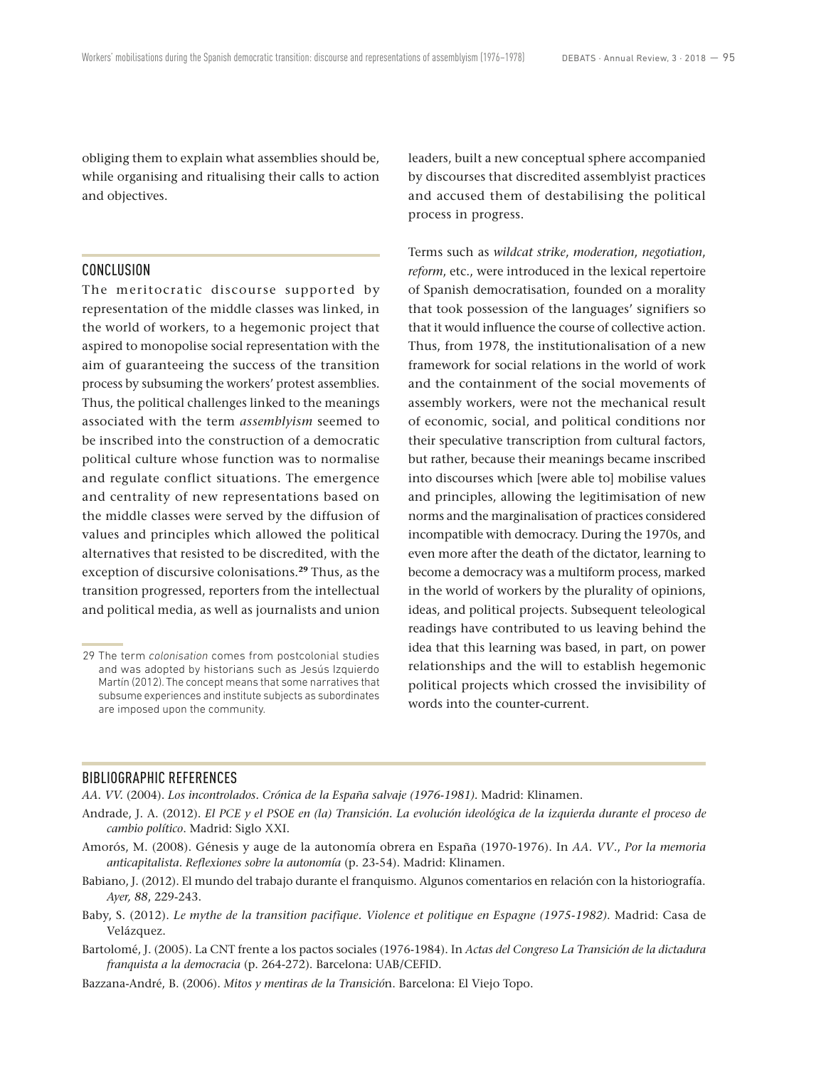obliging them to explain what assemblies should be, while organising and ritualising their calls to action and objectives.

## CONCLUSION

The meritocratic discourse supported by representation of the middle classes was linked, in the world of workers, to a hegemonic project that aspired to monopolise social representation with the aim of guaranteeing the success of the transition process by subsuming the workers' protest assemblies. Thus, the political challenges linked to the meanings associated with the term *assemblyism* seemed to be inscribed into the construction of a democratic political culture whose function was to normalise and regulate conflict situations. The emergence and centrality of new representations based on the middle classes were served by the diffusion of values and principles which allowed the political alternatives that resisted to be discredited, with the exception of discursive colonisations.[29] Thus, as the transition progressed, reporters from the intellectual and political media, as well as journalists and union leaders, built a new conceptual sphere accompanied by discourses that discredited assemblyist practices and accused them of destabilising the political process in progress.

Terms such as *wildcat strike*, *moderation*, *negotiation*, *reform*, etc., were introduced in the lexical repertoire of Spanish democratisation, founded on a morality that took possession of the languages' signifiers so that it would influence the course of collective action. Thus, from 1978, the institutionalisation of a new framework for social relations in the world of work and the containment of the social movements of assembly workers, were not the mechanical result of economic, social, and political conditions nor their speculative transcription from cultural factors, but rather, because their meanings became inscribed into discourses which [were able to] mobilise values and principles, allowing the legitimisation of new norms and the marginalisation of practices considered incompatible with democracy. During the 1970s, and even more after the death of the dictator, learning to become a democracy was a multiform process, marked in the world of workers by the plurality of opinions, ideas, and political projects. Subsequent teleological readings have contributed to us leaving behind the idea that this learning was based, in part, on power relationships and the will to establish hegemonic political projects which crossed the invisibility of words into the counter-current.

29 The term *colonisation* comes from postcolonial studies and was adopted by historians such as Jesús Izquierdo Martín (2012). The concept means that some narratives that subsume experiences and institute subjects as subordinates are imposed upon the community.

## BIBLIOGRAPHIC REFERENCES

*AA. VV.* (2004). *Los incontrolados. Crónica de la España salvaje (1976-1981)*. Madrid: Klinamen.

Andrade, J. A. (2012). *El PCE y el PSOE en (la) Transición. La evolución ideológica de la izquierda durante el proceso de cambio político*. Madrid: Siglo XXI.

Amorós, M. (2008). Génesis y auge de la autonomía obrera en España (1970-1976). In *AA. VV*., *Por la memoria anticapitalista. Reflexiones sobre la autonomía* (p. 23-54). Madrid: Klinamen.

Babiano, J. (2012). El mundo del trabajo durante el franquismo. Algunos comentarios en relación con la historiografía. *Ayer, 88*, 229-243.

Baby, S. (2012). *Le mythe de la transition pacifique. Violence et politique en Espagne (1975-1982)*. Madrid: Casa de Velázquez.

Bartolomé, J. (2005). La CNT frente a los pactos sociales (1976-1984). In *Actas del Congreso La Transición de la dictadura franquista a la democracia* (p. 264-272). Barcelona: UAB/CEFID.

Bazzana-André, B. (2006). *Mitos y mentiras de la Transició*n. Barcelona: El Viejo Topo.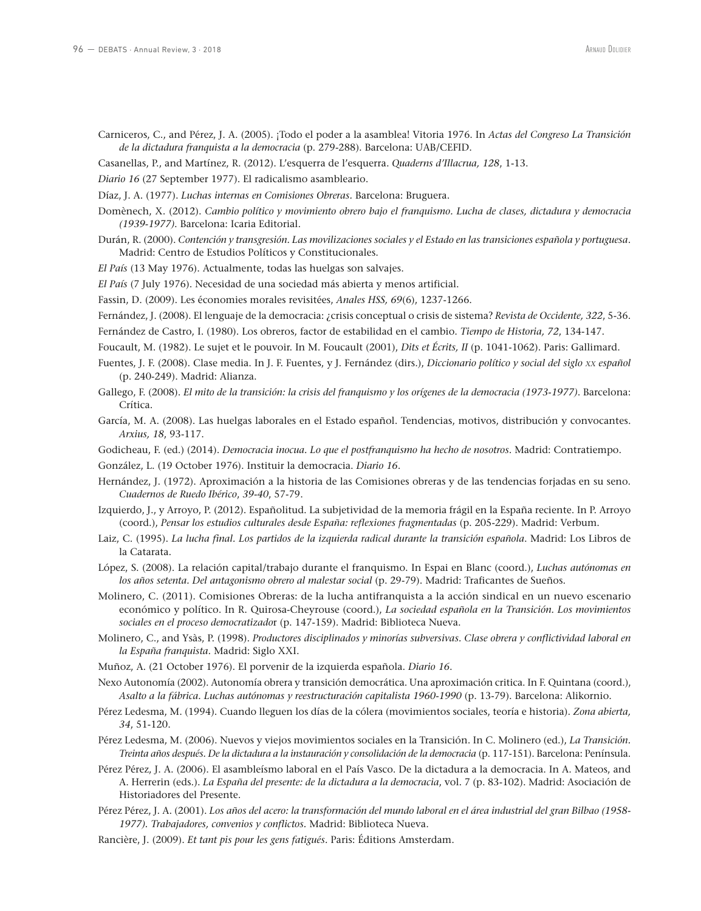Carniceros, C., and Pérez, J. A. (2005). ¡Todo el poder a la asamblea! Vitoria 1976. In *Actas del Congreso La Transición de la dictadura franquista a la democracia* (p. 279-288). Barcelona: UAB/CEFID.

Casanellas, P., and Martínez, R. (2012). L'esquerra de l'esquerra. *Quaderns d'Illacrua, 128*, 1-13.

*Diario 16* (27 September 1977). El radicalismo asambleario.

Díaz, J. A. (1977). *Luchas internas en Comisiones Obreras*. Barcelona: Bruguera.

Domènech, X. (2012). *Cambio político y movimiento obrero bajo el franquismo. Lucha de clases, dictadura y democracia (1939-1977)*. Barcelona: Icaria Editorial.

Durán, R. (2000). *Contención y transgresión. Las movilizaciones sociales y el Estado en las transiciones española y portuguesa*. Madrid: Centro de Estudios Políticos y Constitucionales.

*El País* (13 May 1976). Actualmente, todas las huelgas son salvajes.

*El País* (7 July 1976). Necesidad de una sociedad más abierta y menos artificial.

Fassin, D. (2009). Les économies morales revisitées, *Anales HSS, 69*(6), 1237-1266.

Fernández, J. (2008). El lenguaje de la democracia: ¿crisis conceptual o crisis de sistema? *Revista de Occidente, 322*, 5-36.

Fernández de Castro, I. (1980). Los obreros, factor de estabilidad en el cambio. *Tiempo de Historia, 72*, 134-147.

Foucault, M. (1982). Le sujet et le pouvoir. In M. Foucault (2001), *Dits et Écrits, II* (p. 1041-1062). Paris: Gallimard.

Fuentes, J. F. (2008). Clase media. In J. F. Fuentes, y J. Fernández (dirs.), *Diccionario político y social del siglo xx español* (p. 240-249). Madrid: Alianza.

Gallego, F. (2008). *El mito de la transición: la crisis del franquismo y los orígenes de la democracia (1973-1977)*. Barcelona: Crítica.

García, M. A. (2008). Las huelgas laborales en el Estado español. Tendencias, motivos, distribución y convocantes. *Arxius, 18*, 93-117.

Godicheau, F. (ed.) (2014). *Democracia inocua. Lo que el postfranquismo ha hecho de nosotros*. Madrid: Contratiempo.

González, L. (19 October 1976). Instituir la democracia. *Diario 16*.

Hernández, J. (1972). Aproximación a la historia de las Comisiones obreras y de las tendencias forjadas en su seno. *Cuadernos de Ruedo Ibérico*, *39-40*, 57-79.

Izquierdo, J., y Arroyo, P. (2012). Españolitud. La subjetividad de la memoria frágil en la España reciente. In P. Arroyo (coord.), *Pensar los estudios culturales desde España: reflexiones fragmentadas* (p. 205-229). Madrid: Verbum.

Laiz, C. (1995). *La lucha final. Los partidos de la izquierda radical durante la transición española*. Madrid: Los Libros de la Catarata.

López, S. (2008). La relación capital/trabajo durante el franquismo. In Espai en Blanc (coord.), *Luchas autónomas en los años setenta. Del antagonismo obrero al malestar social* (p. 29-79). Madrid: Traficantes de Sueños.

Molinero, C. (2011). Comisiones Obreras: de la lucha antifranquista a la acción sindical en un nuevo escenario económico y político. In R. Quirosa-Cheyrouse (coord.), *La sociedad española en la Transición. Los movimientos sociales en el proceso democratizado*r (p. 147-159). Madrid: Biblioteca Nueva.

Molinero, C., and Ysàs, P. (1998). *Productores disciplinados y minorías subversivas. Clase obrera y conflictividad laboral en la España franquista*. Madrid: Siglo XXI.

Muñoz, A. (21 October 1976). El porvenir de la izquierda española. *Diario 16*.

Nexo Autonomía (2002). Autonomía obrera y transición democrática. Una aproximación critica. In F. Quintana (coord.), *Asalto a la fábrica. Luchas autónomas y reestructuración capitalista 1960-1990* (p. 13-79). Barcelona: Alikornio.

Pérez Ledesma, M. (1994). Cuando lleguen los días de la cólera (movimientos sociales, teoría e historia). *Zona abierta, 34*, 51-120.

Pérez Ledesma, M. (2006). Nuevos y viejos movimientos sociales en la Transición. In C. Molinero (ed.), *La Transición. Treinta años después. De la dictadura a la instauración y consolidación de la democracia* (p. 117-151). Barcelona: Península.

Pérez Pérez, J. A. (2006). El asambleísmo laboral en el País Vasco. De la dictadura a la democracia. In A. Mateos, and A. Herrerin (eds.). *La España del presente: de la dictadura a la democracia*, vol. 7 (p. 83-102). Madrid: Asociación de Historiadores del Presente.

Pérez Pérez, J. A. (2001). *Los años del acero: la transformación del mundo laboral en el área industrial del gran Bilbao (1958-1977). Trabajadores, convenios y conflictos*. Madrid: Biblioteca Nueva.

Rancière, J. (2009). *Et tant pis pour les gens fatigués*. Paris: Éditions Amsterdam.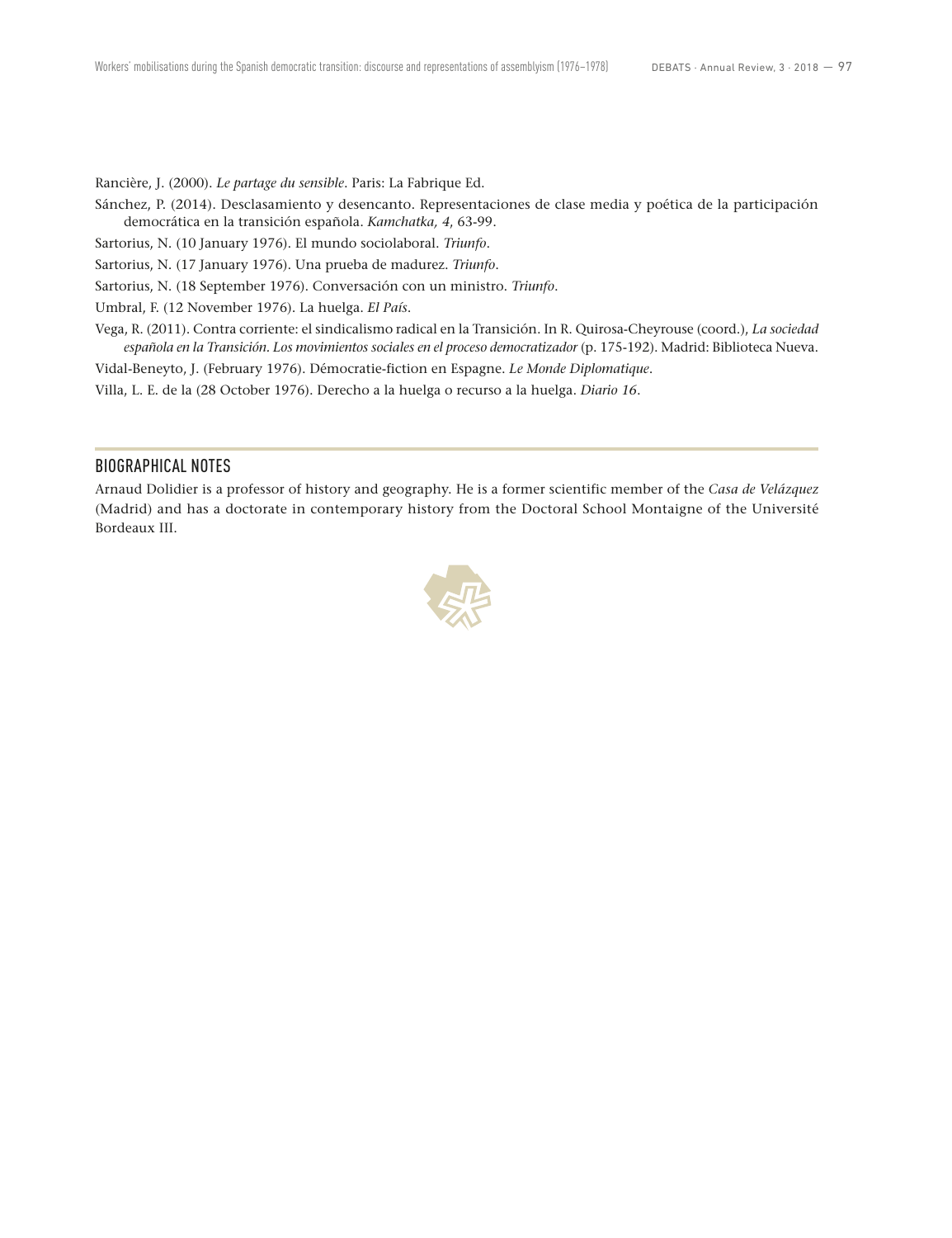Rancière, J. (2000). *Le partage du sensible*. Paris: La Fabrique Ed.

Sánchez, P. (2014). Desclasamiento y desencanto. Representaciones de clase media y poética de la participación democrática en la transición española. *Kamchatka, 4*, 63-99.

Sartorius, N. (10 January 1976). El mundo sociolaboral. *Triunfo*.

Sartorius, N. (17 January 1976). Una prueba de madurez. *Triunfo*.

Sartorius, N. (18 September 1976). Conversación con un ministro. *Triunfo*.

Umbral, F. (12 November 1976). La huelga. *El País*.

Vega, R. (2011). Contra corriente: el sindicalismo radical en la Transición. In R. Quirosa-Cheyrouse (coord.), *La sociedad española en la Transición. Los movimientos sociales en el proceso democratizador* (p. 175-192). Madrid: Biblioteca Nueva.

Vidal-Beneyto, J. (February 1976). Démocratie-fiction en Espagne. *Le Monde Diplomatique*.

Villa, L. E. de la (28 October 1976). Derecho a la huelga o recurso a la huelga. *Diario 16*.

## BIOGRAPHICAL NOTES

Arnaud Dolidier is a professor of history and geography. He is a former scientific member of the *Casa de Velázquez* (Madrid) and has a doctorate in contemporary history from the Doctoral School Montaigne of the Université Bordeaux III.